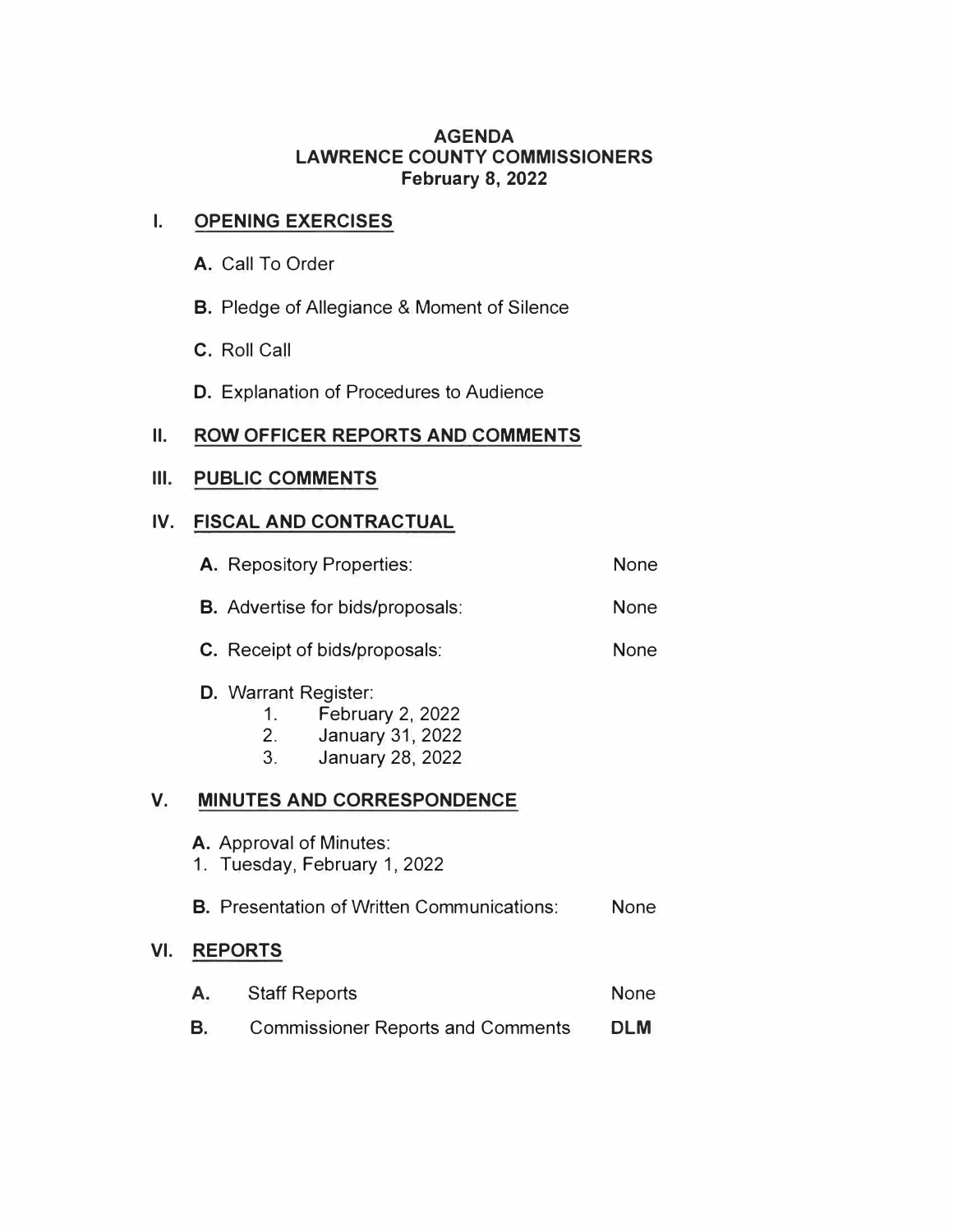# AGENDA
## LAWRENCE COUNTY COMMISSIONERS
### February 8, 2022

## I. OPENING EXERCISES

**A.** Call To Order

**B.** Pledge of Allegiance & Moment of Silence

**C.** Roll Call

**D.** Explanation of Procedures to Audience

## II. ROW OFFICER REPORTS AND COMMENTS

## III. PUBLIC COMMENTS

## IV. FISCAL AND CONTRACTUAL

**A.** Repository Properties: None

**B.** Advertise for bids/proposals: None

**C.** Receipt of bids/proposals: None

**D.** Warrant Register:
1. February 2, 2022
2. January 31, 2022
3. January 28, 2022

## V. MINUTES AND CORRESPONDENCE

**A.** Approval of Minutes:
1. Tuesday, February 1, 2022

**B.** Presentation of Written Communications: None

## VI. REPORTS

**A.** Staff Reports None

**B.** Commissioner Reports and Comments **DLM**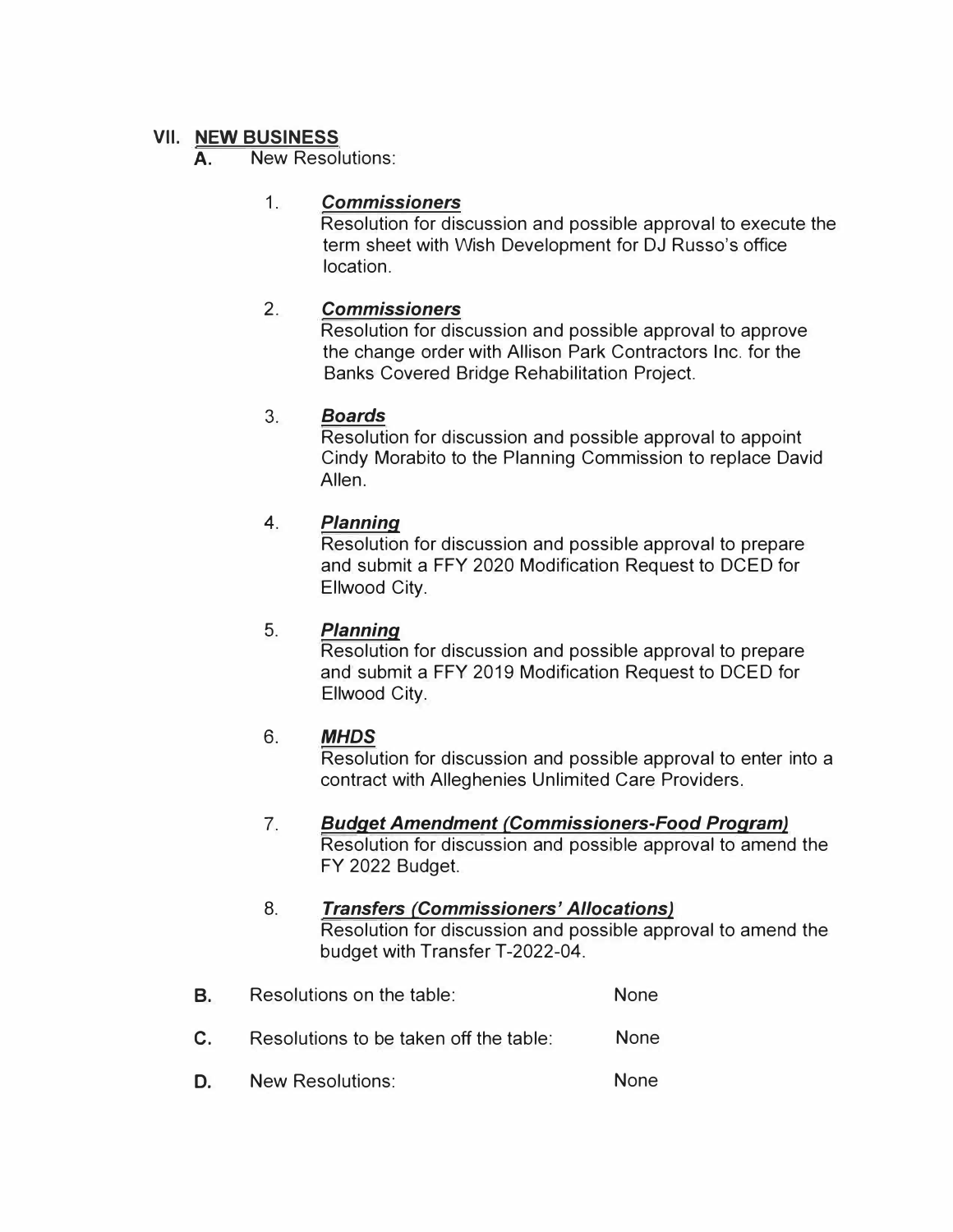## VII. <u>NEW BUSINESS</u>

**A.** New Resolutions:

1. ***<u>Commissioners</u>***
   Resolution for discussion and possible approval to execute the term sheet with Wish Development for DJ Russo's office location.

2. ***<u>Commissioners</u>***
   Resolution for discussion and possible approval to approve the change order with Allison Park Contractors Inc. for the Banks Covered Bridge Rehabilitation Project.

3. ***<u>Boards</u>***
   Resolution for discussion and possible approval to appoint Cindy Morabito to the Planning Commission to replace David Allen.

4. ***<u>Planning</u>***
   Resolution for discussion and possible approval to prepare and submit a FFY 2020 Modification Request to DCED for Ellwood City.

5. ***<u>Planning</u>***
   Resolution for discussion and possible approval to prepare and submit a FFY 2019 Modification Request to DCED for Ellwood City.

6. ***<u>MHDS</u>***
   Resolution for discussion and possible approval to enter into a contract with Alleghenies Unlimited Care Providers.

7. ***<u>Budget Amendment (Commissioners-Food Program)</u>***
   Resolution for discussion and possible approval to amend the FY 2022 Budget.

8. ***<u>Transfers (Commissioners' Allocations)</u>***
   Resolution for discussion and possible approval to amend the budget with Transfer T-2022-04.

**B.** Resolutions on the table: None

**C.** Resolutions to be taken off the table: None

**D.** New Resolutions: None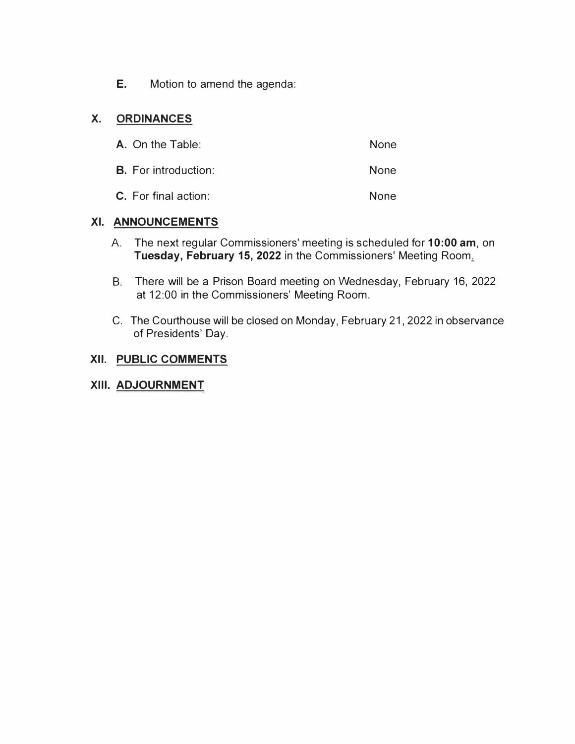**E.** Motion to amend the agenda:

## X. ORDINANCES

**A.** On the Table: None

**B.** For introduction: None

**C.** For final action: None

## XI. ANNOUNCEMENTS

A. The next regular Commissioners' meeting is scheduled for **10:00 am**, on **Tuesday, February 15, 2022** in the Commissioners' Meeting Room.

B. There will be a Prison Board meeting on Wednesday, February 16, 2022 at 12:00 in the Commissioners' Meeting Room.

C. The Courthouse will be closed on Monday, February 21, 2022 in observance of Presidents' Day.

## XII. PUBLIC COMMENTS

## XIII. ADJOURNMENT